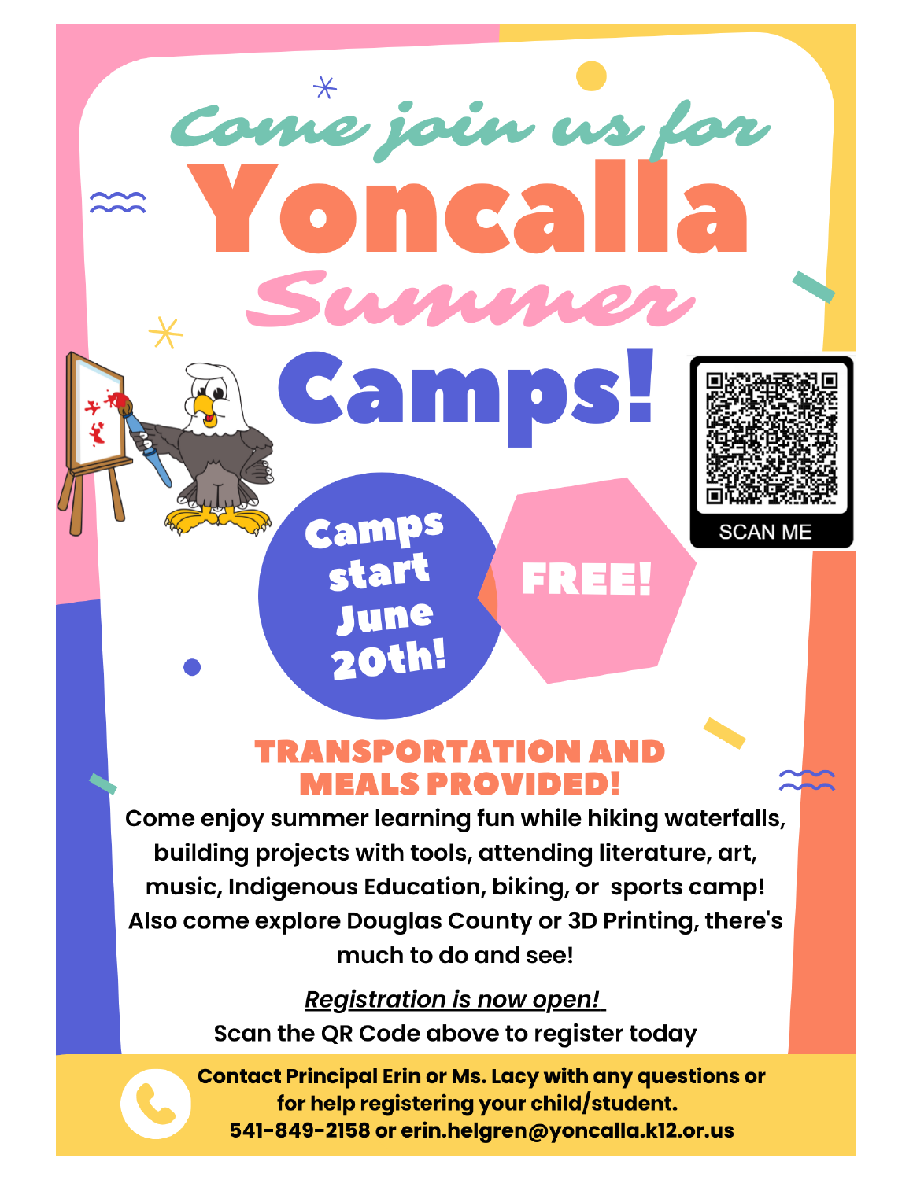# Come join us for Yoncalla Summer Camps!

**Camps start June 20th!**

**FREE!**

SCAN ME

## TRANSPORTATION AND MEALS PROVIDED!

**Come enjoy summer learning fun while hiking waterfalls, building projects with tools, attending literature, art, music, Indigenous Education, biking, or sports camp! Also come explore Douglas County or 3D Printing, there's much to do and see!**

***Registration is now open!***

**Scan the QR Code above to register today**

**Contact Principal Erin or Ms. Lacy with any questions or for help registering your child/student. 541-849-2158 or erin.helgren@yoncalla.k12.or.us**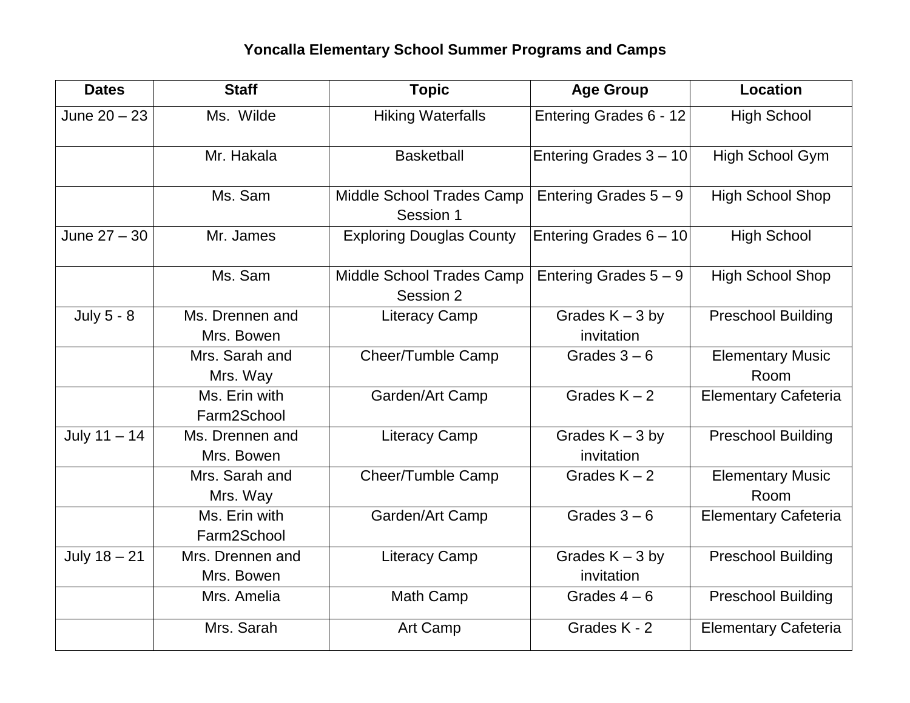**Yoncalla Elementary School Summer Programs and Camps**

| Dates | Staff | Topic | Age Group | Location |
|---|---|---|---|---|
| June 20 – 23 | Ms. Wilde | Hiking Waterfalls | Entering Grades 6 - 12 | High School |
| | Mr. Hakala | Basketball | Entering Grades 3 – 10 | High School Gym |
| | Ms. Sam | Middle School Trades Camp Session 1 | Entering Grades 5 – 9 | High School Shop |
| June 27 – 30 | Mr. James | Exploring Douglas County | Entering Grades 6 – 10 | High School |
| | Ms. Sam | Middle School Trades Camp Session 2 | Entering Grades 5 – 9 | High School Shop |
| July 5 - 8 | Ms. Drennen and Mrs. Bowen | Literacy Camp | Grades K – 3 by invitation | Preschool Building |
| | Mrs. Sarah and Mrs. Way | Cheer/Tumble Camp | Grades 3 – 6 | Elementary Music Room |
| | Ms. Erin with Farm2School | Garden/Art Camp | Grades K – 2 | Elementary Cafeteria |
| July 11 – 14 | Ms. Drennen and Mrs. Bowen | Literacy Camp | Grades K – 3 by invitation | Preschool Building |
| | Mrs. Sarah and Mrs. Way | Cheer/Tumble Camp | Grades K – 2 | Elementary Music Room |
| | Ms. Erin with Farm2School | Garden/Art Camp | Grades 3 – 6 | Elementary Cafeteria |
| July 18 – 21 | Mrs. Drennen and Mrs. Bowen | Literacy Camp | Grades K – 3 by invitation | Preschool Building |
| | Mrs. Amelia | Math Camp | Grades 4 – 6 | Preschool Building |
| | Mrs. Sarah | Art Camp | Grades K - 2 | Elementary Cafeteria |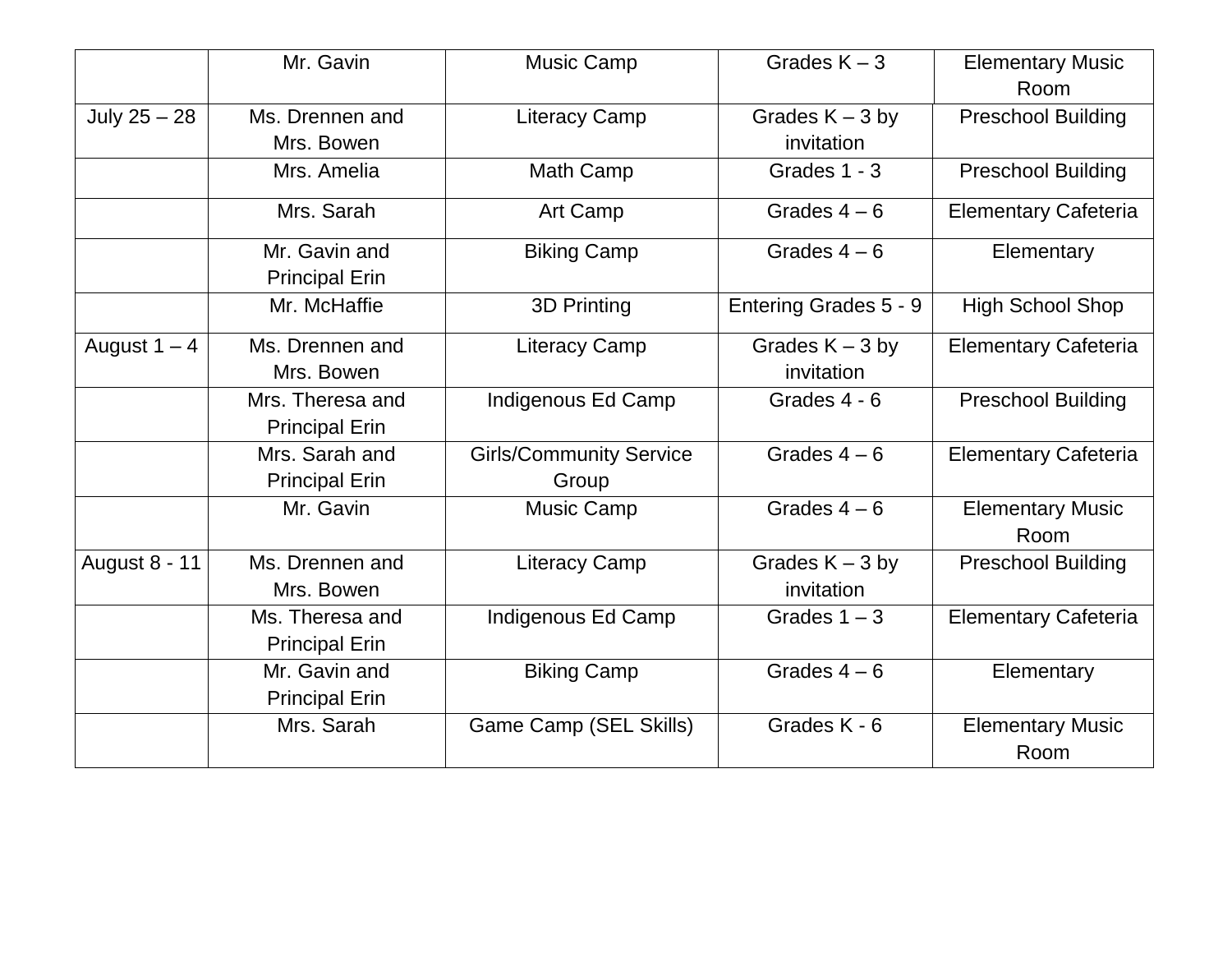| | | | | |
|---|---|---|---|---|
| | Mr. Gavin | Music Camp | Grades K – 3 | Elementary Music Room |
| July 25 – 28 | Ms. Drennen and Mrs. Bowen | Literacy Camp | Grades K – 3 by invitation | Preschool Building |
| | Mrs. Amelia | Math Camp | Grades 1 - 3 | Preschool Building |
| | Mrs. Sarah | Art Camp | Grades 4 – 6 | Elementary Cafeteria |
| | Mr. Gavin and Principal Erin | Biking Camp | Grades 4 – 6 | Elementary |
| | Mr. McHaffie | 3D Printing | Entering Grades 5 - 9 | High School Shop |
| August 1 – 4 | Ms. Drennen and Mrs. Bowen | Literacy Camp | Grades K – 3 by invitation | Elementary Cafeteria |
| | Mrs. Theresa and Principal Erin | Indigenous Ed Camp | Grades 4 - 6 | Preschool Building |
| | Mrs. Sarah and Principal Erin | Girls/Community Service Group | Grades 4 – 6 | Elementary Cafeteria |
| | Mr. Gavin | Music Camp | Grades 4 – 6 | Elementary Music Room |
| August 8 - 11 | Ms. Drennen and Mrs. Bowen | Literacy Camp | Grades K – 3 by invitation | Preschool Building |
| | Ms. Theresa and Principal Erin | Indigenous Ed Camp | Grades 1 – 3 | Elementary Cafeteria |
| | Mr. Gavin and Principal Erin | Biking Camp | Grades 4 – 6 | Elementary |
| | Mrs. Sarah | Game Camp (SEL Skills) | Grades K - 6 | Elementary Music Room |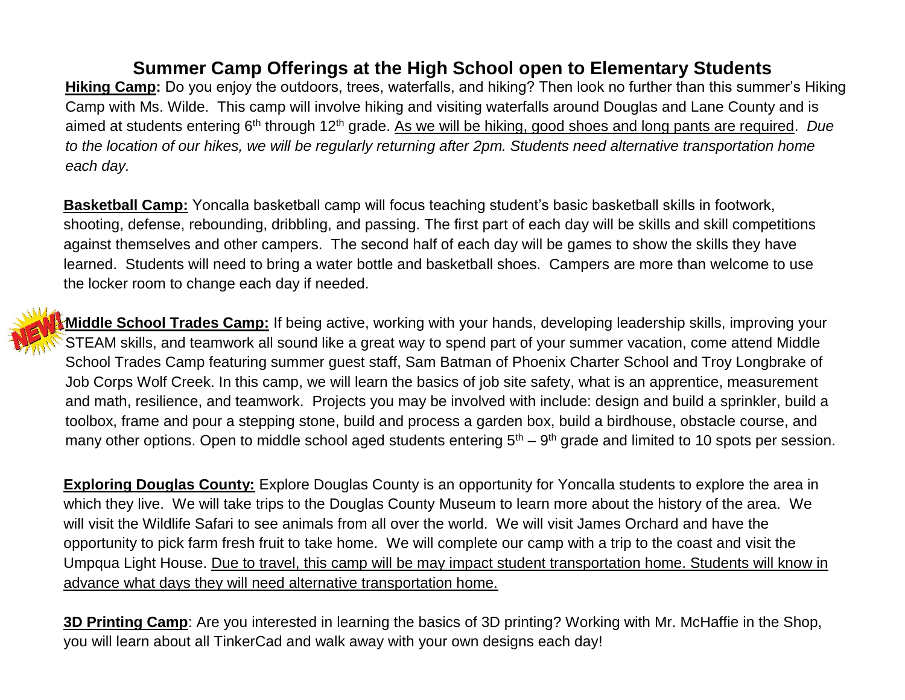# Summer Camp Offerings at the High School open to Elementary Students

**Hiking Camp:** Do you enjoy the outdoors, trees, waterfalls, and hiking? Then look no further than this summer's Hiking Camp with Ms. Wilde. This camp will involve hiking and visiting waterfalls around Douglas and Lane County and is aimed at students entering 6th through 12th grade. As we will be hiking, good shoes and long pants are required. *Due to the location of our hikes, we will be regularly returning after 2pm. Students need alternative transportation home each day.*

**Basketball Camp:** Yoncalla basketball camp will focus teaching student's basic basketball skills in footwork, shooting, defense, rebounding, dribbling, and passing. The first part of each day will be skills and skill competitions against themselves and other campers. The second half of each day will be games to show the skills they have learned. Students will need to bring a water bottle and basketball shoes. Campers are more than welcome to use the locker room to change each day if needed.

NEW! **Middle School Trades Camp:** If being active, working with your hands, developing leadership skills, improving your STEAM skills, and teamwork all sound like a great way to spend part of your summer vacation, come attend Middle School Trades Camp featuring summer guest staff, Sam Batman of Phoenix Charter School and Troy Longbrake of Job Corps Wolf Creek. In this camp, we will learn the basics of job site safety, what is an apprentice, measurement and math, resilience, and teamwork. Projects you may be involved with include: design and build a sprinkler, build a toolbox, frame and pour a stepping stone, build and process a garden box, build a birdhouse, obstacle course, and many other options. Open to middle school aged students entering 5th – 9th grade and limited to 10 spots per session.

**Exploring Douglas County:** Explore Douglas County is an opportunity for Yoncalla students to explore the area in which they live. We will take trips to the Douglas County Museum to learn more about the history of the area. We will visit the Wildlife Safari to see animals from all over the world. We will visit James Orchard and have the opportunity to pick farm fresh fruit to take home. We will complete our camp with a trip to the coast and visit the Umpqua Light House. Due to travel, this camp will be may impact student transportation home. Students will know in advance what days they will need alternative transportation home.

**3D Printing Camp**: Are you interested in learning the basics of 3D printing? Working with Mr. McHaffie in the Shop, you will learn about all TinkerCad and walk away with your own designs each day!